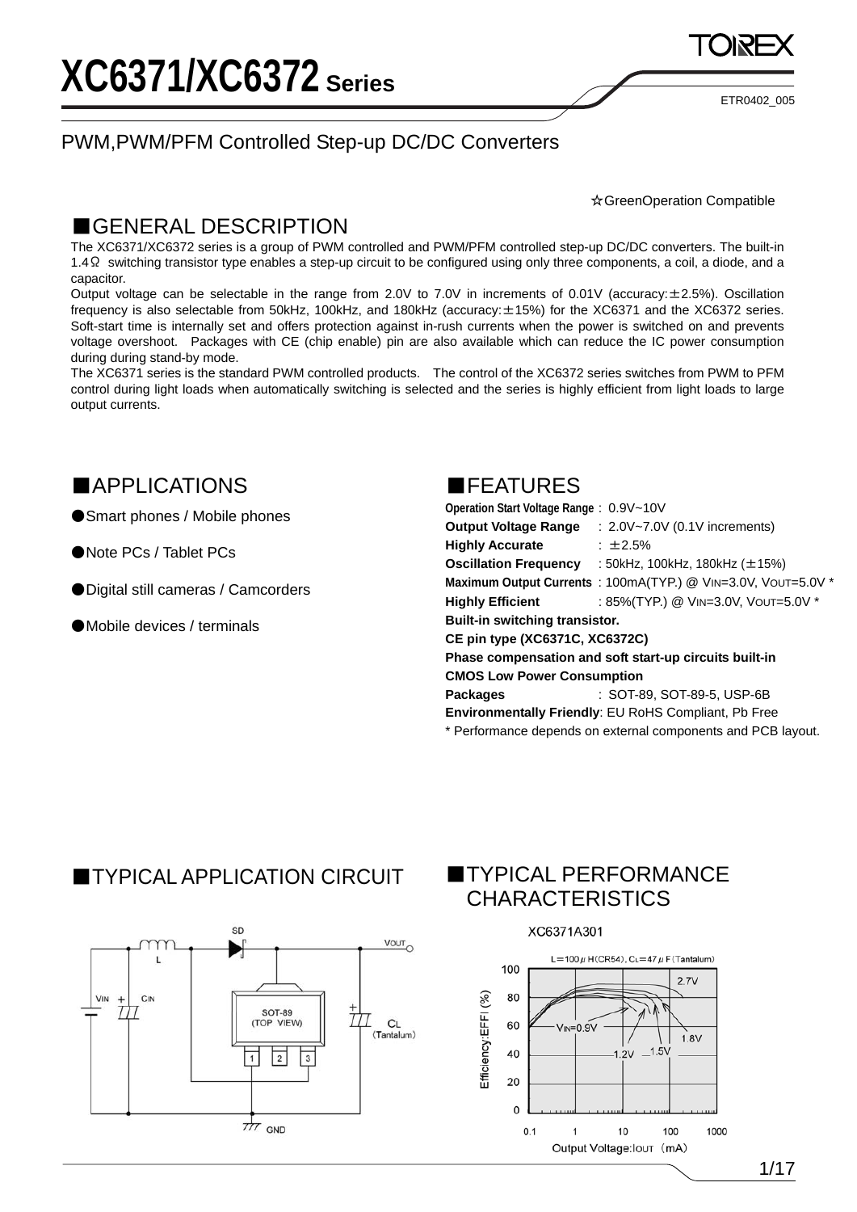# XC6371/XC6372 Series

ETR0402_005

PWM,PWM/PFM Controlled Step-up DC/DC Converters

☆GreenOperation Compatible

## ■GENERAL DESCRIPTION

The XC6371/XC6372 series is a group of PWM controlled and PWM/PFM controlled step-up DC/DC converters. The built-in 1.4Ω switching transistor type enables a step-up circuit to be configured using only three components, a coil, a diode, and a capacitor.

Output voltage can be selectable in the range from 2.0V to 7.0V in increments of 0.01V (accuracy:±2.5%). Oscillation frequency is also selectable from 50kHz, 100kHz, and 180kHz (accuracy:±15%) for the XC6371 and the XC6372 series. Soft-start time is internally set and offers protection against in-rush currents when the power is switched on and prevents voltage overshoot. Packages with CE (chip enable) pin are also available which can reduce the IC power consumption during during stand-by mode.

The XC6371 series is the standard PWM controlled products. The control of the XC6372 series switches from PWM to PFM control during light loads when automatically switching is selected and the series is highly efficient from light loads to large output currents.

## ■APPLICATIONS

- ●Smart phones / Mobile phones
- ●Note PCs / Tablet PCs
- ●Digital still cameras / Camcorders
- ●Mobile devices / terminals

## ■FEATURES

**Operation Start Voltage Range** : 0.9V~10V
**Output Voltage Range** : 2.0V~7.0V (0.1V increments)
**Highly Accurate** : ±2.5%
**Oscillation Frequency** : 50kHz, 100kHz, 180kHz (±15%)
**Maximum Output Currents** : 100mA(TYP.) @ $V_{IN}$=3.0V, $V_{OUT}$=5.0V *
**Highly Efficient** : 85%(TYP.) @ $V_{IN}$=3.0V, $V_{OUT}$=5.0V *
**Built-in switching transistor.**
**CE pin type (XC6371C, XC6372C)**
**Phase compensation and soft start-up circuits built-in**
**CMOS Low Power Consumption**
**Packages** : SOT-89, SOT-89-5, USP-6B
**Environmentally Friendly**: EU RoHS Compliant, Pb Free

\* Performance depends on external components and PCB layout.

## ■TYPICAL APPLICATION CIRCUIT

SD
L
VOUT
VIN
CIN
SOT-89
(TOP VIEW)
1 2 3
CL
(Tantalum)
GND

## ■TYPICAL PERFORMANCE CHARACTERISTICS

XC6371A301

L=100μH(CR54), CL=47μF(Tantalum)

Efficiency:EFFI (%)

100
80
60
40
20
0

0.1 1 10 100 1000

Output Voltage:IOUT (mA)

VIN=0.9V
1.2V
1.5V
1.8V
2.7V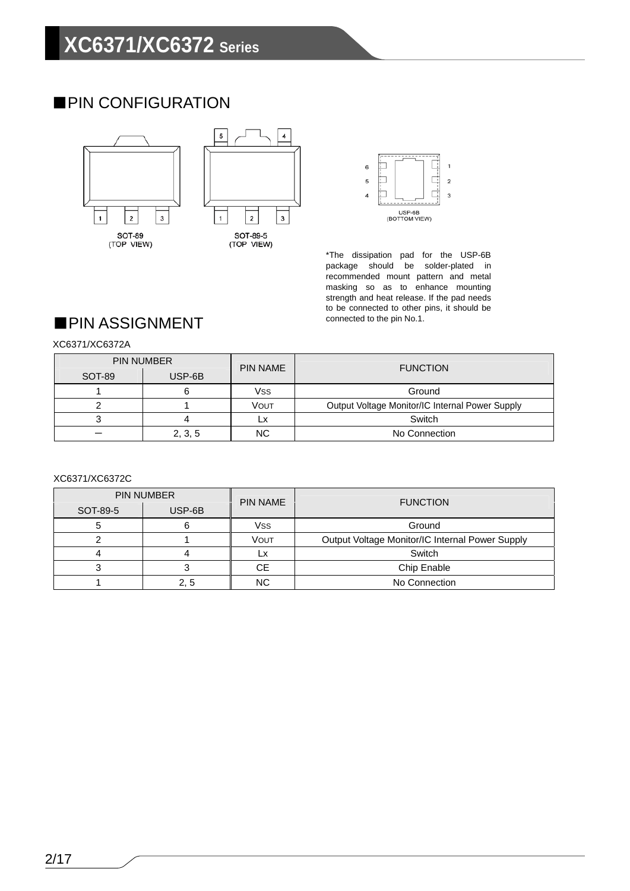## ■PIN CONFIGURATION

SOT-89
(TOP VIEW)

SOT-89-5
(TOP VIEW)

USP-6B
(BOTTOM VIEW)

*The dissipation pad for the USP-6B package should be solder-plated in recommended mount pattern and metal masking so as to enhance mounting strength and heat release. If the pad needs to be connected to other pins, it should be connected to the pin No.1.

## ■PIN ASSIGNMENT

XC6371/XC6372A

| PIN NUMBER | | PIN NAME | FUNCTION |
|---|---|---|---|
| SOT-89 | USP-6B | | |
| 1 | 6 | $V_{SS}$ | Ground |
| 2 | 1 | $V_{OUT}$ | Output Voltage Monitor/IC Internal Power Supply |
| 3 | 4 | Lx | Switch |
| ー | 2, 3, 5 | NC | No Connection |

XC6371/XC6372C

| PIN NUMBER | | PIN NAME | FUNCTION |
|---|---|---|---|
| SOT-89-5 | USP-6B | | |
| 5 | 6 | $V_{SS}$ | Ground |
| 2 | 1 | $V_{OUT}$ | Output Voltage Monitor/IC Internal Power Supply |
| 4 | 4 | Lx | Switch |
| 3 | 3 | CE | Chip Enable |
| 1 | 2, 5 | NC | No Connection |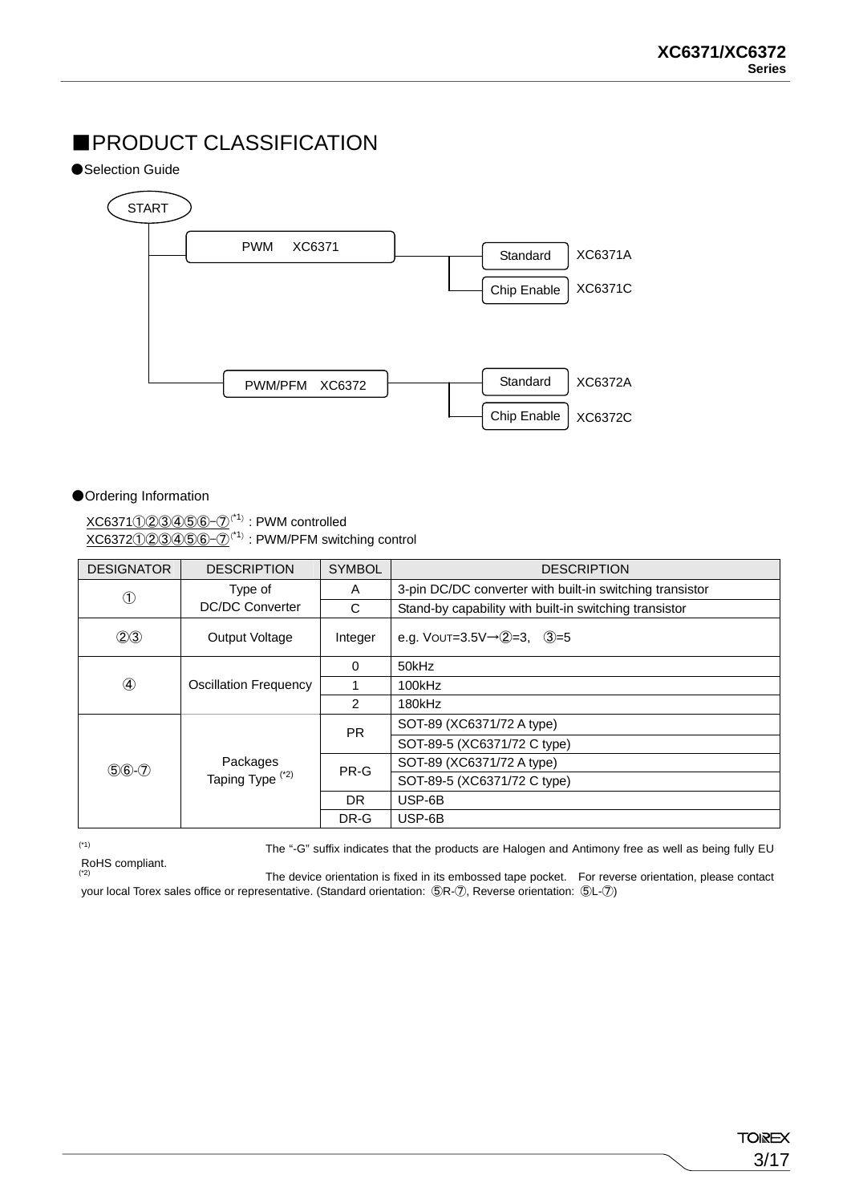## ■PRODUCT CLASSIFICATION

●Selection Guide

START

PWM XC6371
- Standard — XC6371A
- Chip Enable — XC6371C

PWM/PFM XC6372
- Standard — XC6372A
- Chip Enable — XC6372C

●Ordering Information

XC6371①②③④⑤⑥-⑦(*1) : PWM controlled
XC6372①②③④⑤⑥-⑦(*1) : PWM/PFM switching control

| DESIGNATOR | DESCRIPTION | SYMBOL | DESCRIPTION |
|---|---|---|---|
| ① | Type of DC/DC Converter | A | 3-pin DC/DC converter with built-in switching transistor |
| | | C | Stand-by capability with built-in switching transistor |
| ②③ | Output Voltage | Integer | e.g. $V_{OUT}$=3.5V→②=3, ③=5 |
| ④ | Oscillation Frequency | 0 | 50kHz |
| | | 1 | 100kHz |
| | | 2 | 180kHz |
| ⑤⑥-⑦ | Packages Taping Type (*2) | PR | SOT-89 (XC6371/72 A type) |
| | | | SOT-89-5 (XC6371/72 C type) |
| | | PR-G | SOT-89 (XC6371/72 A type) |
| | | | SOT-89-5 (XC6371/72 C type) |
| | | DR | USP-6B |
| | | DR-G | USP-6B |

(*1) The "-G" suffix indicates that the products are Halogen and Antimony free as well as being fully EU RoHS compliant.

(*2) The device orientation is fixed in its embossed tape pocket. For reverse orientation, please contact your local Torex sales office or representative. (Standard orientation: ⑤R-⑦, Reverse orientation: ⑤L-⑦)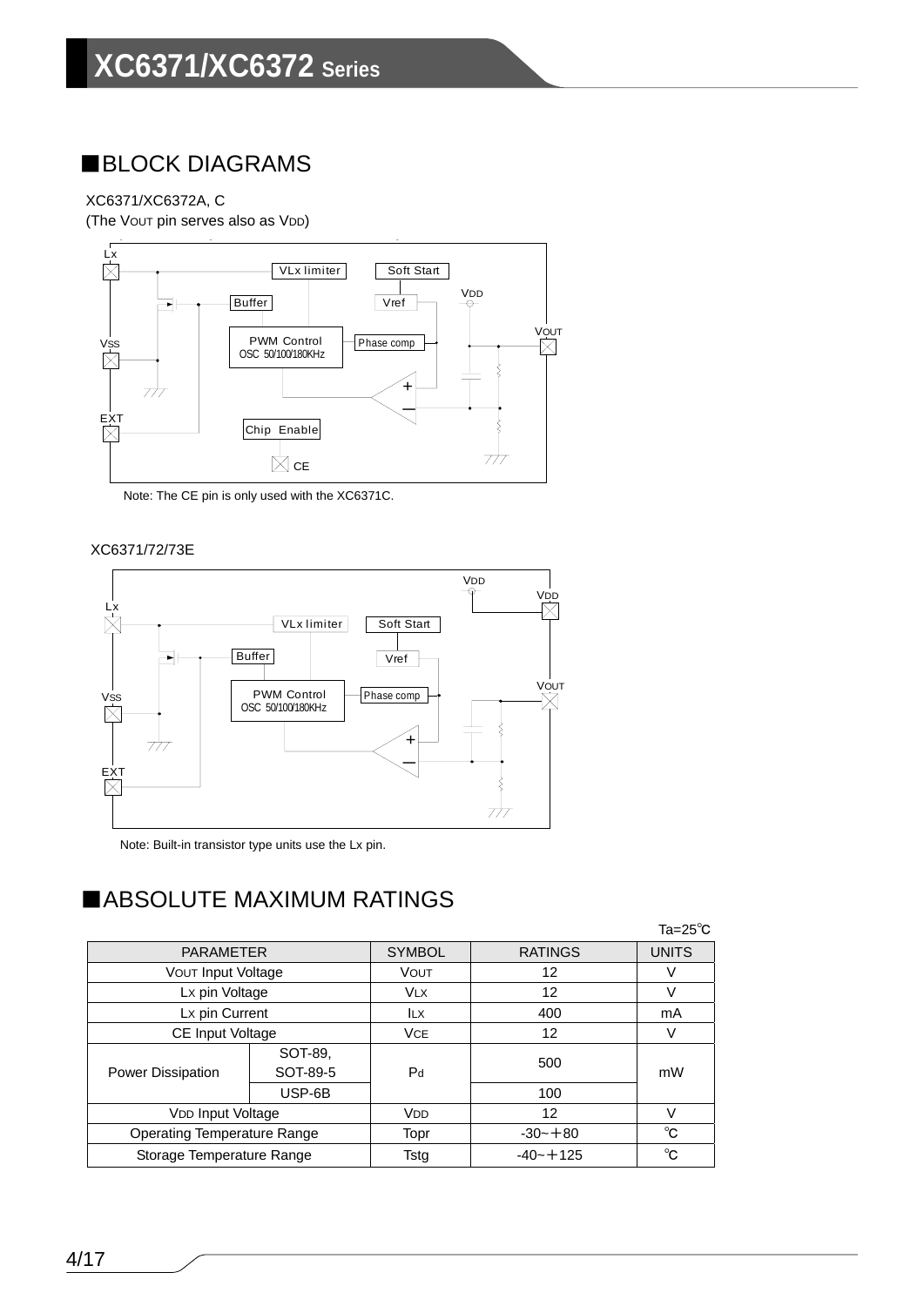## ■BLOCK DIAGRAMS

XC6371/XC6372A, C
(The VOUT pin serves also as VDD)

Lx
VLx limiter
Soft Start
VDD
Buffer
Vref
VOUT
PWM Control
OSC 50/100/180KHz
Phase comp
VSS
EXT
Chip Enable
CE

Note: The CE pin is only used with the XC6371C.

XC6371/72/73E

VDD
VDD
Lx
VLx limiter
Soft Start
Buffer
Vref
VOUT
PWM Control
OSC 50/100/180KHz
Phase comp
VSS
EXT

Note: Built-in transistor type units use the Lx pin.

## ■ABSOLUTE MAXIMUM RATINGS

Ta=25℃

| PARAMETER | | SYMBOL | RATINGS | UNITS |
|---|---|---|---|---|
| VOUT Input Voltage | | VOUT | 12 | V |
| LX pin Voltage | | VLX | 12 | V |
| LX pin Current | | ILX | 400 | mA |
| CE Input Voltage | | VCE | 12 | V |
| Power Dissipation | SOT-89, SOT-89-5 | Pd | 500 | mW |
| | USP-6B | | 100 | |
| VDD Input Voltage | | VDD | 12 | V |
| Operating Temperature Range | | Topr | -30~＋80 | ℃ |
| Storage Temperature Range | | Tstg | -40~＋125 | ℃ |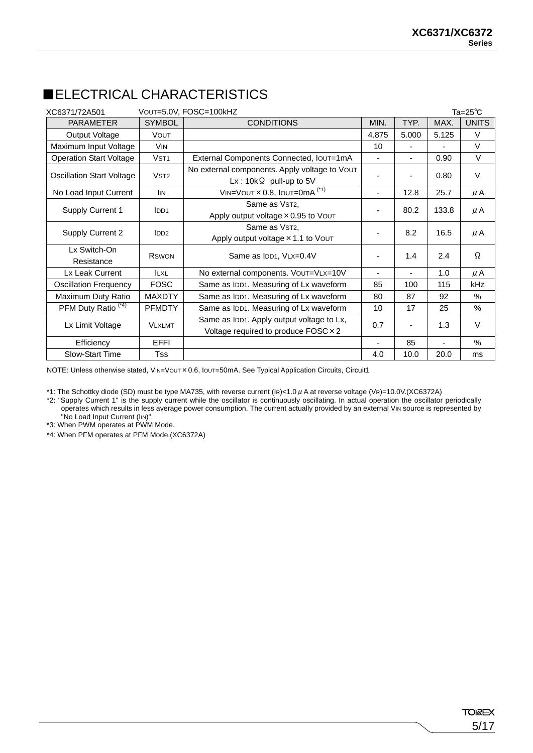## ■ELECTRICAL CHARACTERISTICS

XC6371/72A501 $V_{OUT}$=5.0V, FOSC=100kHZ Ta=25℃

| PARAMETER | SYMBOL | CONDITIONS | MIN. | TYP. | MAX. | UNITS |
|---|---|---|---|---|---|---|
| Output Voltage | $V_{OUT}$ | | 4.875 | 5.000 | 5.125 | V |
| Maximum Input Voltage | $V_{IN}$ | | 10 | - | - | V |
| Operation Start Voltage | $V_{ST1}$ | External Components Connected, $I_{OUT}$=1mA | - | - | 0.90 | V |
| Oscillation Start Voltage | $V_{ST2}$ | No external components. Apply voltage to $V_{OUT}$ Lx : 10kΩ pull-up to 5V | - | - | 0.80 | V |
| No Load Input Current | $I_{IN}$ | $V_{IN}$=$V_{OUT}$×0.8, $I_{OUT}$=0mA (*1) | - | 12.8 | 25.7 | μA |
| Supply Current 1 | $I_{DD1}$ | Same as $V_{ST2}$, Apply output voltage×0.95 to $V_{OUT}$ | - | 80.2 | 133.8 | μA |
| Supply Current 2 | $I_{DD2}$ | Same as $V_{ST2}$, Apply output voltage×1.1 to $V_{OUT}$ | - | 8.2 | 16.5 | μA |
| Lx Switch-On Resistance | $R_{SWON}$ | Same as $I_{DD1}$, $V_{LX}$=0.4V | - | 1.4 | 2.4 | Ω |
| Lx Leak Current | $I_{LXL}$ | No external components. $V_{OUT}$=$V_{LX}$=10V | - | - | 1.0 | μA |
| Oscillation Frequency | FOSC | Same as $I_{DD1}$. Measuring of Lx waveform | 85 | 100 | 115 | kHz |
| Maximum Duty Ratio | MAXDTY | Same as $I_{DD1}$. Measuring of Lx waveform | 80 | 87 | 92 | % |
| PFM Duty Ratio (*4) | PFMDTY | Same as $I_{DD1}$. Measuring of Lx waveform | 10 | 17 | 25 | % |
| Lx Limit Voltage | $V_{LXLMT}$ | Same as $I_{DD1}$. Apply output voltage to Lx, Voltage required to produce FOSC×2 | 0.7 | - | 1.3 | V |
| Efficiency | EFFI | | - | 85 | - | % |
| Slow-Start Time | $T_{SS}$ | | 4.0 | 10.0 | 20.0 | ms |

NOTE: Unless otherwise stated, $V_{IN}$=$V_{OUT}$×0.6, $I_{OUT}$=50mA. See Typical Application Circuits, Circuit1

*1: The Schottky diode (SD) must be type MA735, with reverse current ($I_R$)<1.0μA at reverse voltage ($V_R$)=10.0V.(XC6372A)

*2: "Supply Current 1" is the supply current while the oscillator is continuously oscillating. In actual operation the oscillator periodically operates which results in less average power consumption. The current actually provided by an external $V_{IN}$ source is represented by "No Load Input Current ($I_{IN}$)".

*3: When PWM operates at PWM Mode.

*4: When PFM operates at PFM Mode.(XC6372A)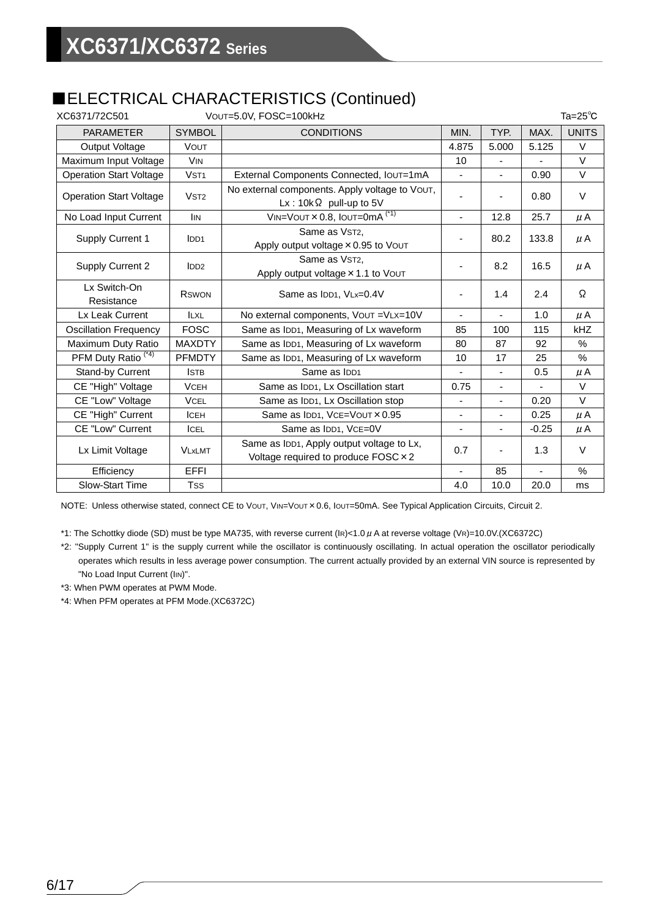## ■ELECTRICAL CHARACTERISTICS (Continued)

XC6371/72C501 $V_{OUT}$=5.0V, FOSC=100kHz Ta=25℃

| PARAMETER | SYMBOL | CONDITIONS | MIN. | TYP. | MAX. | UNITS |
|---|---|---|---|---|---|---|
| Output Voltage | $V_{OUT}$ | | 4.875 | 5.000 | 5.125 | V |
| Maximum Input Voltage | $V_{IN}$ | | 10 | - | - | V |
| Operation Start Voltage | $V_{ST1}$ | External Components Connected, $I_{OUT}$=1mA | - | - | 0.90 | V |
| Operation Start Voltage | $V_{ST2}$ | No external components. Apply voltage to $V_{OUT}$, Lx : 10kΩ pull-up to 5V | - | - | 0.80 | V |
| No Load Input Current | $I_{IN}$ | $V_{IN}$=$V_{OUT}$×0.8, $I_{OUT}$=0mA (*1) | - | 12.8 | 25.7 | μA |
| Supply Current 1 | $I_{DD1}$ | Same as $V_{ST2}$, Apply output voltage×0.95 to $V_{OUT}$ | - | 80.2 | 133.8 | μA |
| Supply Current 2 | $I_{DD2}$ | Same as $V_{ST2}$, Apply output voltage×1.1 to $V_{OUT}$ | - | 8.2 | 16.5 | μA |
| Lx Switch-On Resistance | $R_{SWON}$ | Same as $I_{DD1}$, $V_{LX}$=0.4V | - | 1.4 | 2.4 | Ω |
| Lx Leak Current | $I_{LXL}$ | No external components, $V_{OUT}$ =$V_{LX}$=10V | - | - | 1.0 | μA |
| Oscillation Frequency | FOSC | Same as $I_{DD1}$, Measuring of Lx waveform | 85 | 100 | 115 | kHZ |
| Maximum Duty Ratio | MAXDTY | Same as $I_{DD1}$, Measuring of Lx waveform | 80 | 87 | 92 | % |
| PFM Duty Ratio (*4) | PFMDTY | Same as $I_{DD1}$, Measuring of Lx waveform | 10 | 17 | 25 | % |
| Stand-by Current | $I_{STB}$ | Same as $I_{DD1}$ | - | - | 0.5 | μA |
| CE "High" Voltage | $V_{CEH}$ | Same as $I_{DD1}$, Lx Oscillation start | 0.75 | - | - | V |
| CE "Low" Voltage | $V_{CEL}$ | Same as $I_{DD1}$, Lx Oscillation stop | - | - | 0.20 | V |
| CE "High" Current | $I_{CEH}$ | Same as $I_{DD1}$, $V_{CE}$=$V_{OUT}$×0.95 | - | - | 0.25 | μA |
| CE "Low" Current | $I_{CEL}$ | Same as $I_{DD1}$, $V_{CE}$=0V | - | - | -0.25 | μA |
| Lx Limit Voltage | $V_{LxLMT}$ | Same as $I_{DD1}$, Apply output voltage to Lx, Voltage required to produce FOSC×2 | 0.7 | - | 1.3 | V |
| Efficiency | EFFI | | - | 85 | - | % |
| Slow-Start Time | $T_{SS}$ | | 4.0 | 10.0 | 20.0 | ms |

NOTE: Unless otherwise stated, connect CE to $V_{OUT}$, $V_{IN}$=$V_{OUT}$×0.6, $I_{OUT}$=50mA. See Typical Application Circuits, Circuit 2.

*1: The Schottky diode (SD) must be type MA735, with reverse current ($I_R$)<1.0μA at reverse voltage ($V_R$)=10.0V.(XC6372C)

*2: "Supply Current 1" is the supply current while the oscillator is continuously oscillating. In actual operation the oscillator periodically operates which results in less average power consumption. The current actually provided by an external VIN source is represented by "No Load Input Current ($I_{IN}$)".

*3: When PWM operates at PWM Mode.

*4: When PFM operates at PFM Mode.(XC6372C)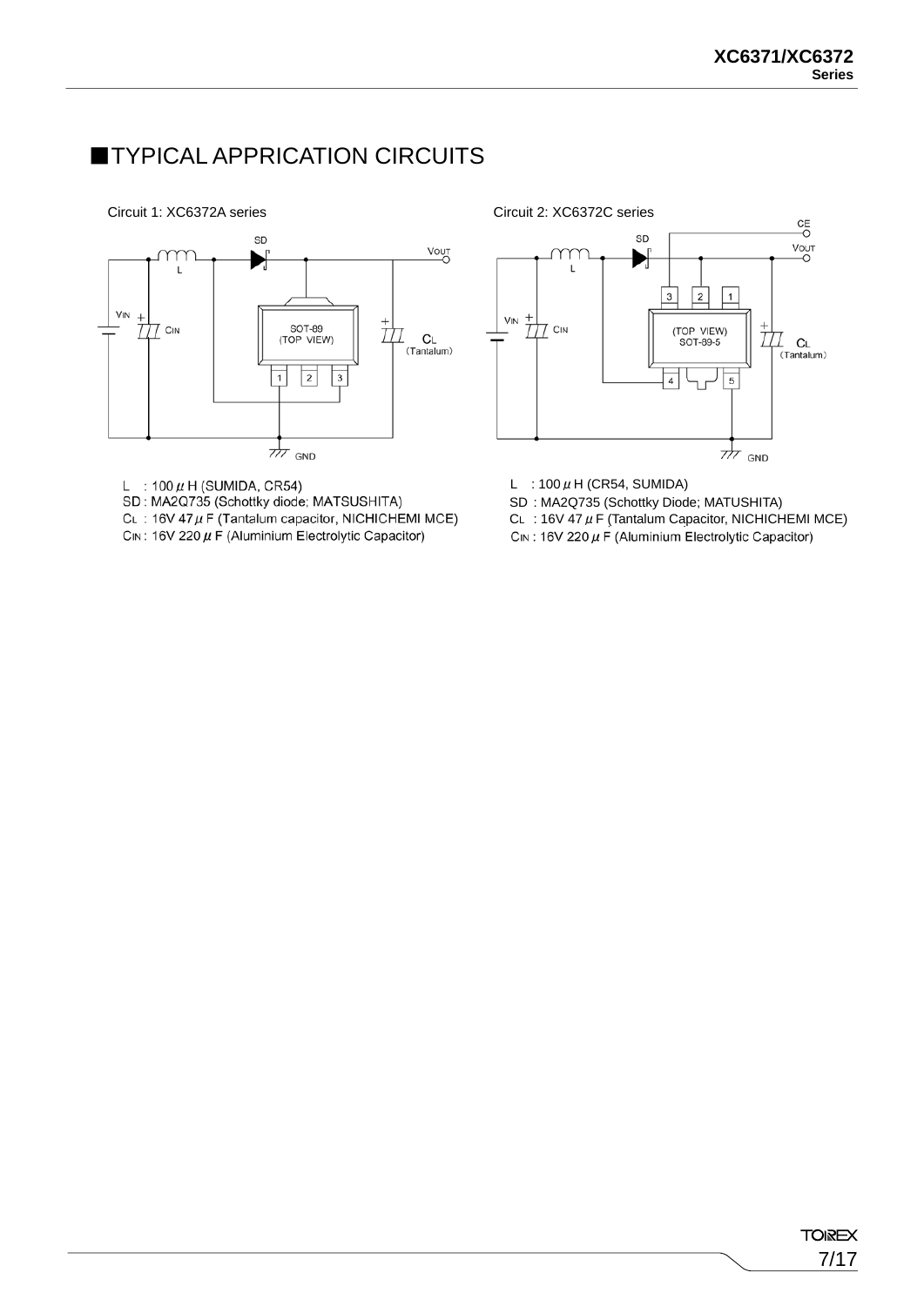## ■TYPICAL APPRICATION CIRCUITS

Circuit 1: XC6372A series

SD

VOUT

L

VIN

CIN

SOT-89
(TOP VIEW)

1 2 3

CL
(Tantalum)

GND

L : 100 μH (SUMIDA, CR54)
SD : MA2Q735 (Schottky diode; MATSUSHITA)
$C_L$ : 16V 47 μF (Tantalum capacitor, NICHICHEMI MCE)
$C_{IN}$ : 16V 220 μF (Aluminium Electrolytic Capacitor)

Circuit 2: XC6372C series

CE

SD

VOUT

L

3 2 1

VIN

CIN

(TOP VIEW)
SOT-89-5

4 5

CL
(Tantalum)

GND

L : 100 μH (CR54, SUMIDA)
SD : MA2Q735 (Schottky Diode; MATUSHITA)
$C_L$ : 16V 47 μF (Tantalum Capacitor, NICHICHEMI MCE)
$C_{IN}$ : 16V 220 μF (Aluminium Electrolytic Capacitor)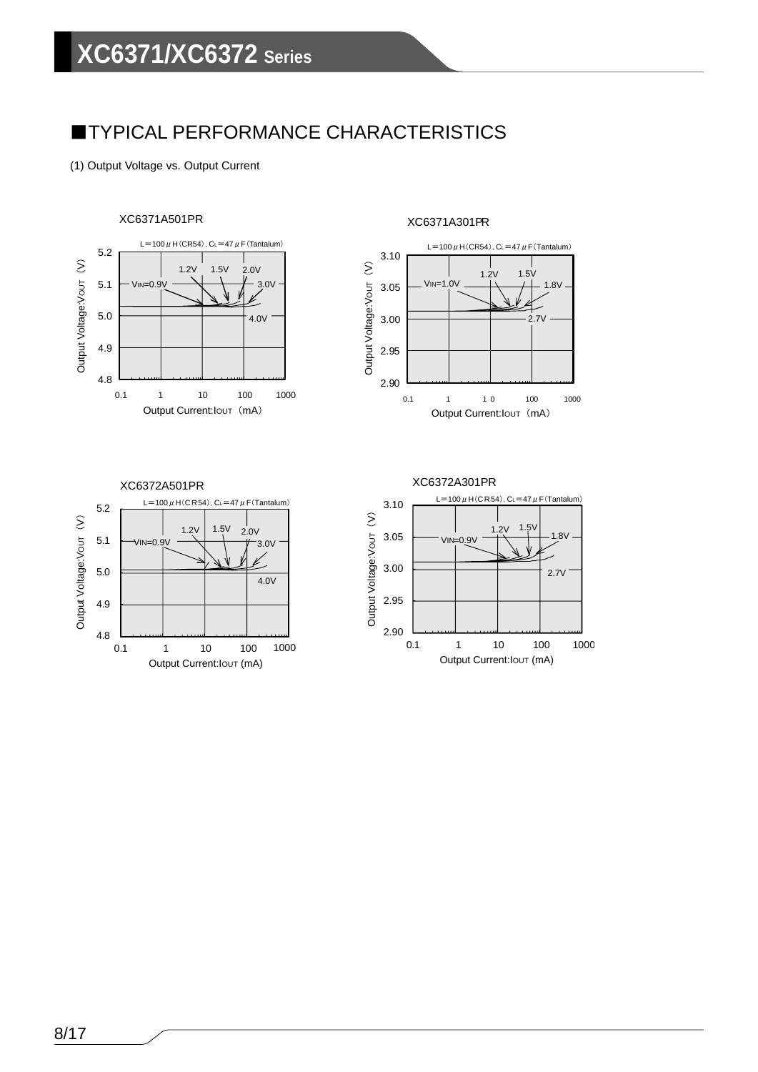## ■TYPICAL PERFORMANCE CHARACTERISTICS

(1) Output Voltage vs. Output Current

XC6371A501PR

L=100μH(CR54), CL=47μF(Tantalum)

Output Voltage:VOUT (V)

5.2
5.1
5.0
4.9
4.8

VIN=0.9V
1.2V
1.5V
2.0V
3.0V
4.0V

0.1
1
10
100
1000

Output Current:IOUT (mA)

XC6371A301PR

L=100μH(CR54), CL=47μF(Tantalum)

Output Voltage:VOUT (V)

3.10
3.05
3.00
2.95
2.90

VIN=1.0V
1.2V
1.5V
1.8V
2.7V

0.1
1
10
100
1000

Output Current:IOUT (mA)

XC6372A501PR

L=100μH(CR54), CL=47μF(Tantalum)

Output Voltage:VOUT (V)

5.2
5.1
5.0
4.9
4.8

VIN=0.9V
1.2V
1.5V
2.0V
3.0V
4.0V

0.1
1
10
100
1000

Output Current:IOUT (mA)

XC6372A301PR

L=100μH(CR54), CL=47μF(Tantalum)

Output Voltage:VOUT (V)

3.10
3.05
3.00
2.95
2.90

VIN=0.9V
1.2V
1.5V
1.8V
2.7V

0.1
1
10
100
1000

Output Current:IOUT (mA)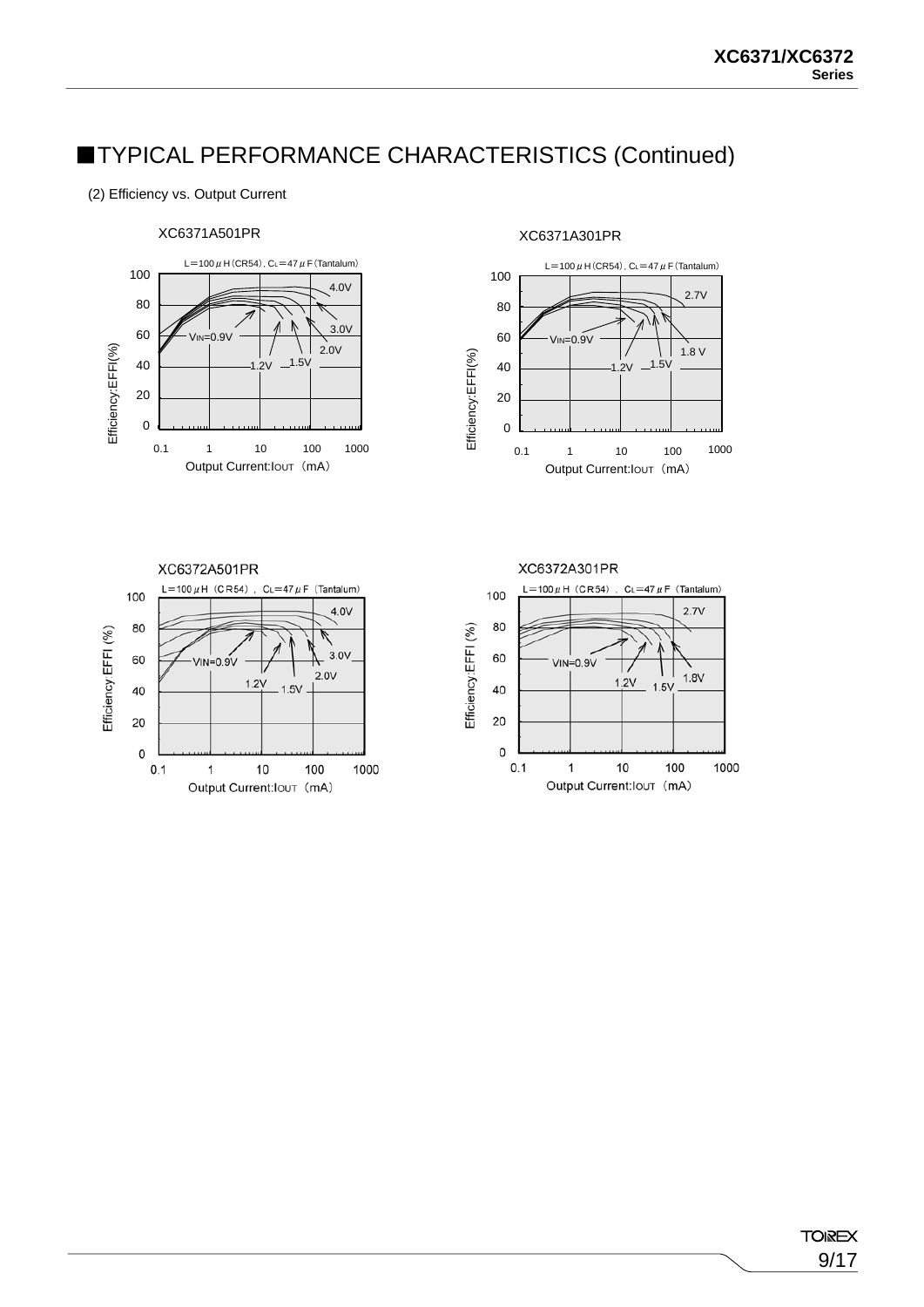## ■TYPICAL PERFORMANCE CHARACTERISTICS (Continued)

(2) Efficiency vs. Output Current

XC6371A501PR

L＝100μH (CR54), $C_L$＝47μF (Tantalum)

Efficiency:EFFI(%)

100
80
60
40
20
0

0.1 1 10 100 1000

Output Current:$I_{OUT}$ (mA)

4.0V
3.0V
2.0V
1.5V
1.2V
$V_{IN}$=0.9V

XC6371A301PR

L＝100μH (CR54), $C_L$＝47μF (Tantalum)

Efficiency:EFFI(%)

100
80
60
40
20
0

0.1 1 10 100 1000

Output Current:$I_{OUT}$ (mA)

2.7V
1.8 V
1.5V
1.2V
$V_{IN}$=0.9V

XC6372A501PR

L＝100μH (CR54), $C_L$＝47μF (Tantalum)

Efficiency:EFFI (%)

100
80
60
40
20
0

0.1 1 10 100 1000

Output Current:$I_{OUT}$ (mA)

4.0V
3.0V
2.0V
1.5V
1.2V
$V_{IN}$=0.9V

XC6372A301PR

L＝100μH (CR54), $C_L$＝47μF (Tantalum)

Efficiency:EFFI (%)

100
80
60
40
20
0

0.1 1 10 100 1000

Output Current:$I_{OUT}$ (mA)

2.7V
1.8V
1.5V
1.2V
$V_{IN}$=0.9V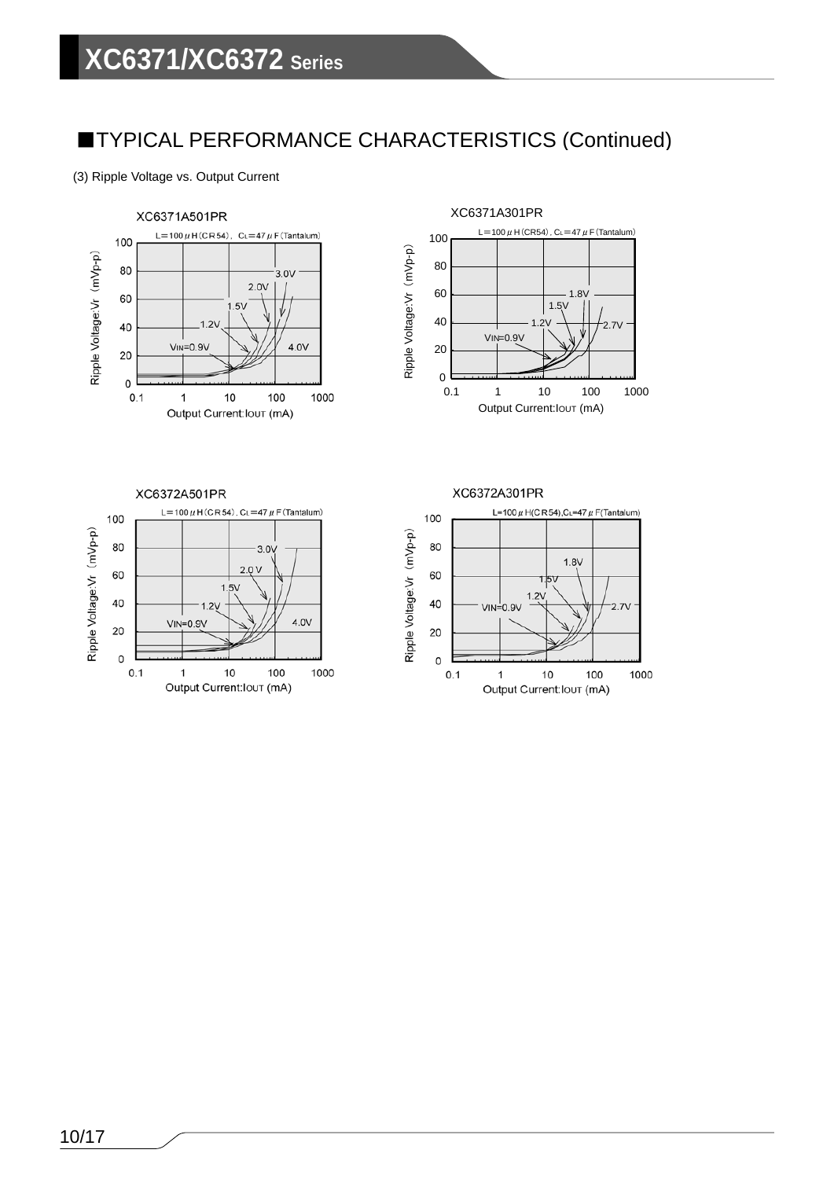## ■TYPICAL PERFORMANCE CHARACTERISTICS (Continued)

(3) Ripple Voltage vs. Output Current

XC6371A501PR

L＝100 μ H (CR54)，CL＝47 μ F (Tantalum)

Ripple Voltage:Vr（mVp-p）

100
80
60
40
20
0

0.1 1 10 100 1000

Output Current:IOUT (mA)

3.0V
2.0V
1.5V
1.2V
VIN=0.9V
4.0V

XC6371A301PR

L＝100 μ H (CR54)，CL＝47 μ F (Tantalum)

Ripple Voltage:Vr（mVp-p）

100
80
60
40
20
0

0.1 1 10 100 1000

Output Current:IOUT (mA)

1.8V
1.5V
1.2V
2.7V
VIN=0.9V

XC6372A501PR

L＝100 μ H (CR54)，CL＝47 μ F (Tantalum)

Ripple Voltage:Vr（mVp-p）

100
80
60
40
20
0

0.1 1 10 100 1000

Output Current:IOUT (mA)

3.0V
2.0V
1.5V
1.2V
VIN=0.9V
4.0V

XC6372A301PR

L=100 μ H(CR54),CL=47 μ F(Tantalum)

Ripple Voltage:Vr（mVp-p）

100
80
60
40
20
0

0.1 1 10 100 1000

Output Current:IOUT (mA)

1.8V
1.5V
1.2V
VIN=0.9V
2.7V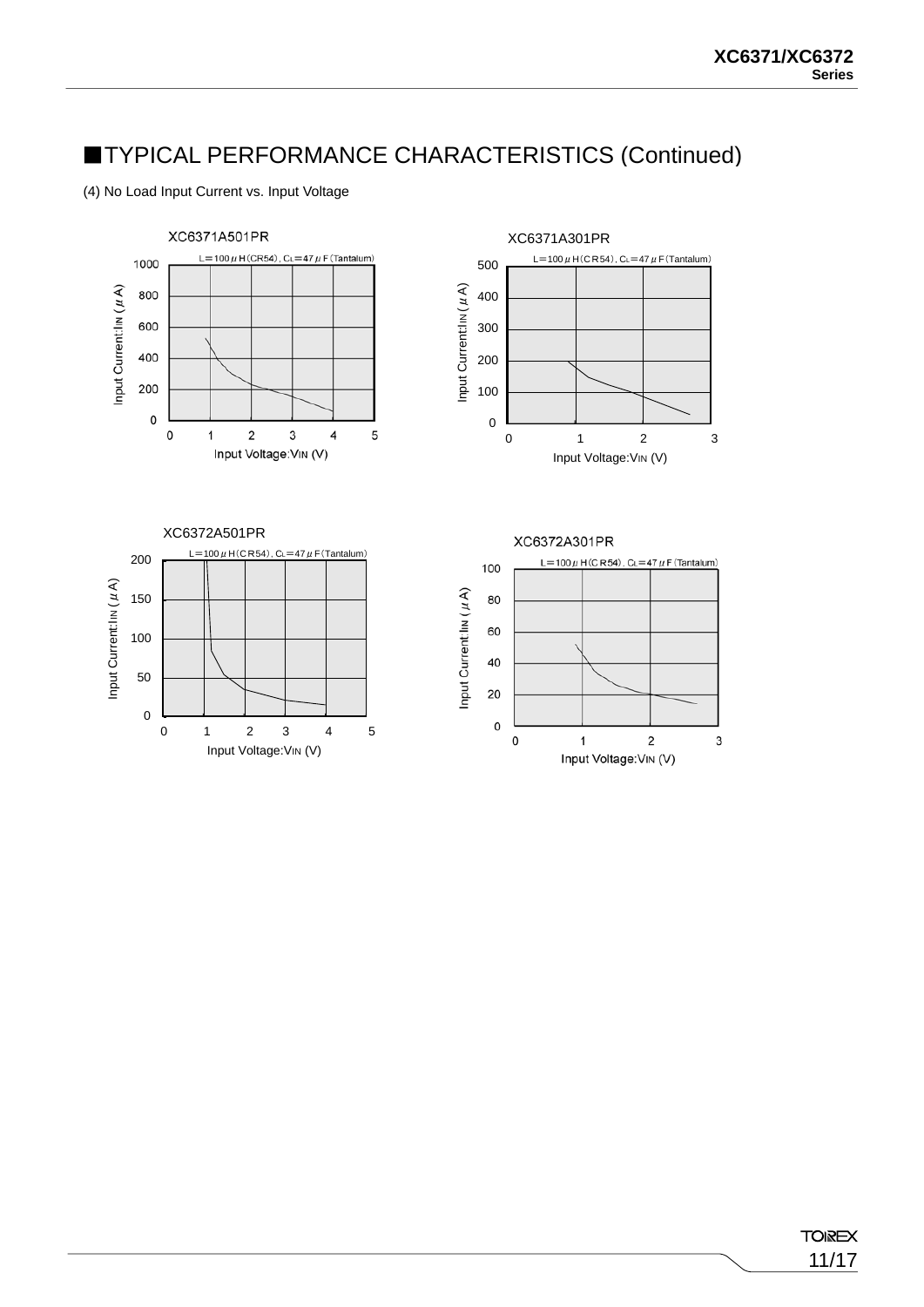## ■TYPICAL PERFORMANCE CHARACTERISTICS (Continued)

(4) No Load Input Current vs. Input Voltage

XC6371A501PR

L=100μH(CR54), CL=47μF(Tantalum)

Input Current:IIN (μA)

1000
800
600
400
200
0

0 1 2 3 4 5

Input Voltage:VIN (V)

XC6371A301PR

L=100μH(CR54), CL=47μF(Tantalum)

Input Current:IIN (μA)

500
400
300
200
100
0

0 1 2 3

Input Voltage:VIN (V)

XC6372A501PR

L=100μH(CR54), CL=47μF(Tantalum)

Input Current:IIN (μA)

200
150
100
50
0

0 1 2 3 4 5

Input Voltage:VIN (V)

XC6372A301PR

L=100μH(CR54), CL=47μF(Tantalum)

Input Current:IIN (μA)

100
80
60
40
20
0

0 1 2 3

Input Voltage:VIN (V)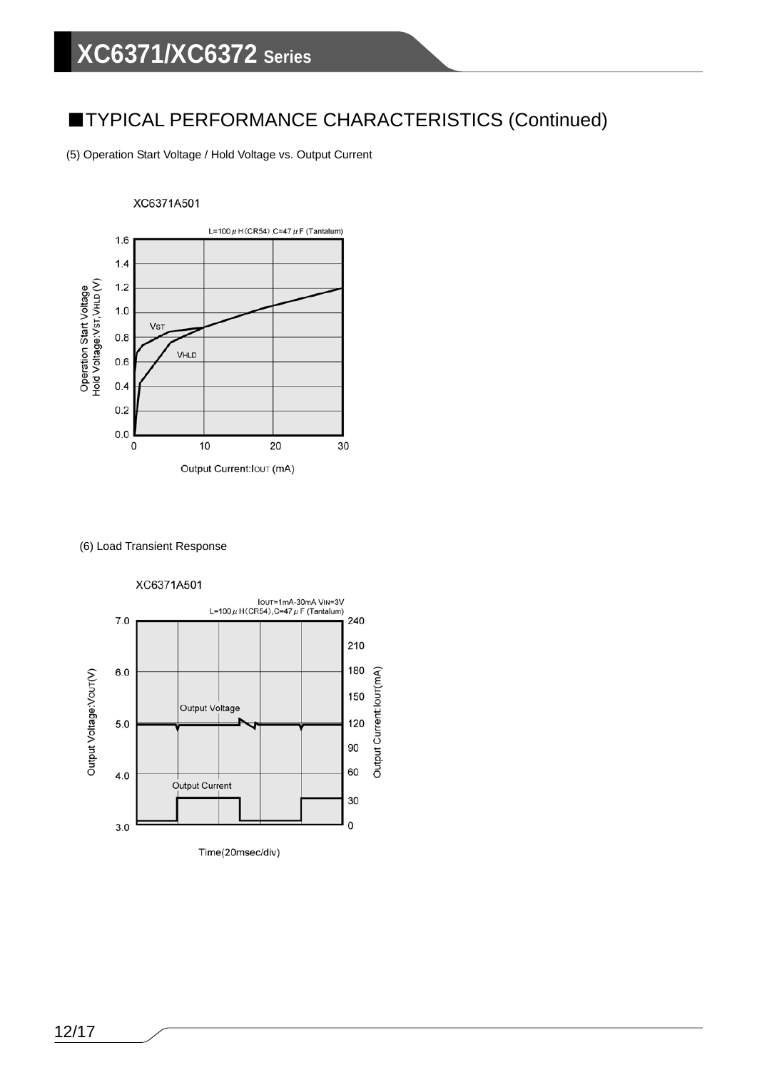## ■TYPICAL PERFORMANCE CHARACTERISTICS (Continued)

(5) Operation Start Voltage / Hold Voltage vs. Output Current

XC6371A501

L=100μH(CR54),C=47μF (Tantalum)

Operation Start Voltage
Hold Voltage:VST,VHLD (V)

1.6
1.4
1.2
1.0
0.8
0.6
0.4
0.2
0.0

VST
VHLD

0
10
20
30

Output Current:IOUT (mA)

(6) Load Transient Response

XC6371A501

IOUT=1mA-30mA VIN=3V
L=100μH(CR54),C=47μF (Tantalum)

Output Voltage:VOUT(V)

7.0
6.0
5.0
4.0
3.0

Output Current:IOUT(mA)

240
210
180
150
120
90
60
30
0

Output Voltage
Output Current

Time(20msec/div)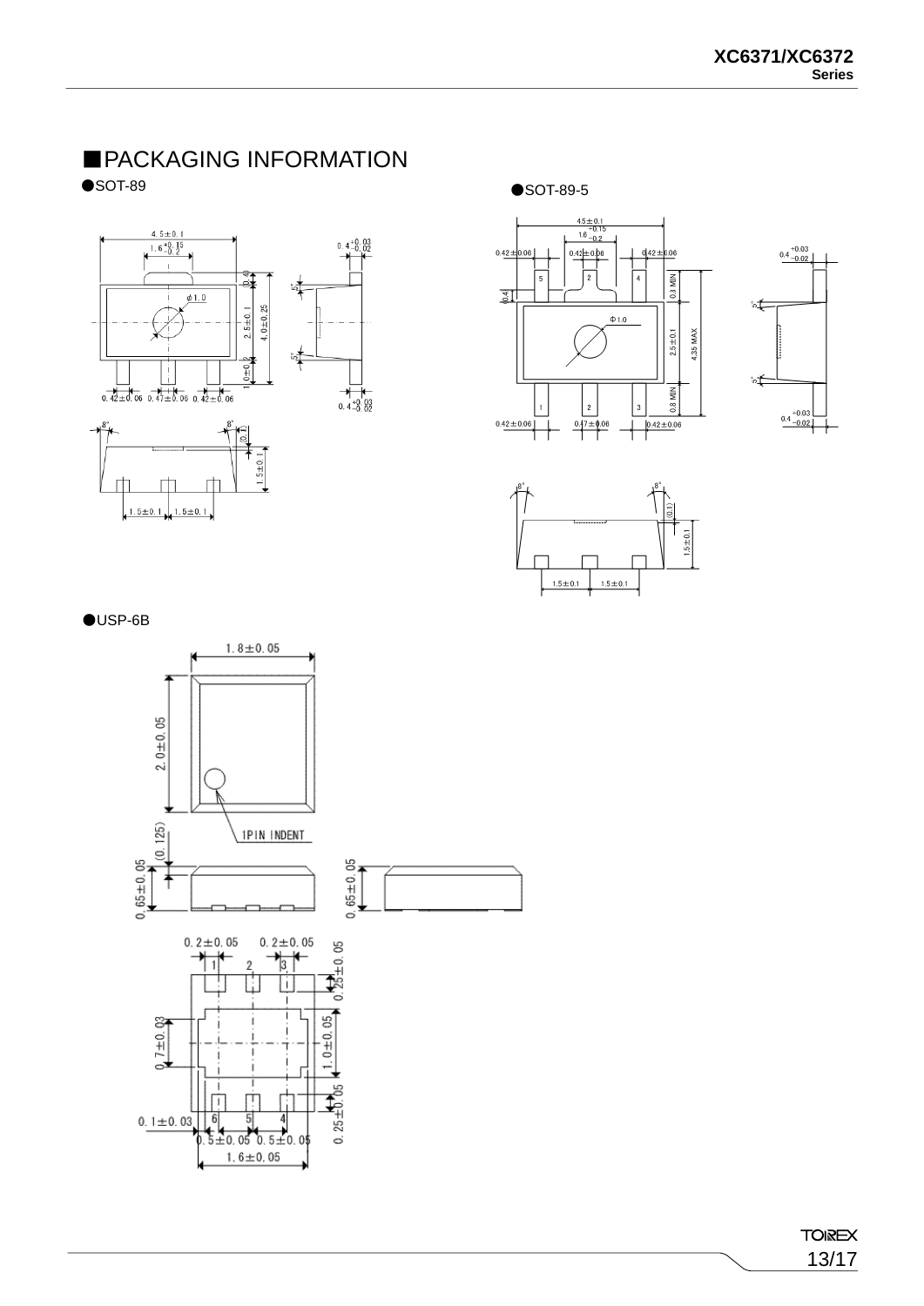## ■PACKAGING INFORMATION

●SOT-89

4.5±0.1
1.6 +0.15 -0.2
0.4 +0.03 -0.02
0.4
φ1.0
2.5±0.1
4.0±0.25
1.0±0.2
5°
5°
0.42±0.06
0.47±0.06
0.42±0.06
0.4 +0.03 -0.02
8°
8°
(0.1)
1.5±0.1
1.5±0.1
1.5±0.1

●SOT-89-5

4.5±0.1
1.6 +0.15 -0.2
0.42±0.06
0.42±0.06
0.42±0.06
0.4 +0.03 -0.02
0.4
5
2
4
0.8 MIN
Φ1.0
2.5±0.1
4.35 MAX
5°
5°
1
2
3
0.8 MIN
0.42±0.06
0.47±0.06
0.42±0.06
0.4 +0.03 -0.02
8°
8°
(0.1)
1.5±0.1
1.5±0.1
1.5±0.1

●USP-6B

1.8±0.05
2.0±0.05
1PIN INDENT
(0.125)
0.65±0.05
0.65±0.05
0.2±0.05
0.2±0.05
1
2
3
0.25±0.05
0.7±0.03
1.0±0.05
0.25±0.05
6
5
4
0.1±0.03
0.5±0.05
0.5±0.05
1.6±0.05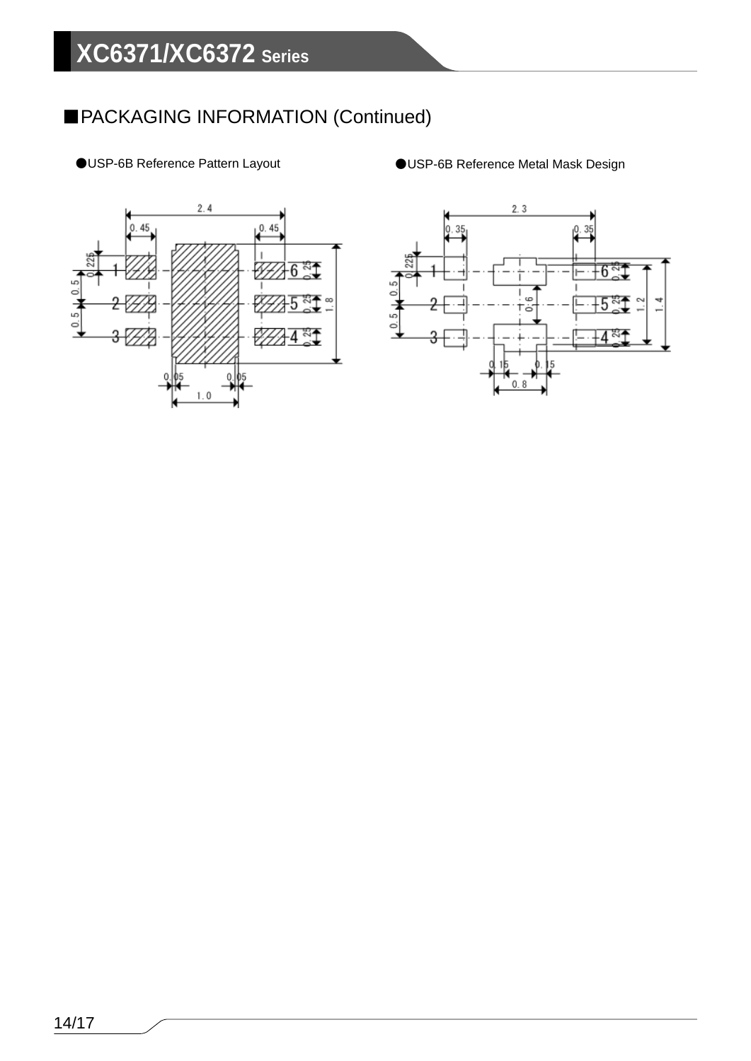## ■PACKAGING INFORMATION (Continued)

●USP-6B Reference Pattern Layout

●USP-6B Reference Metal Mask Design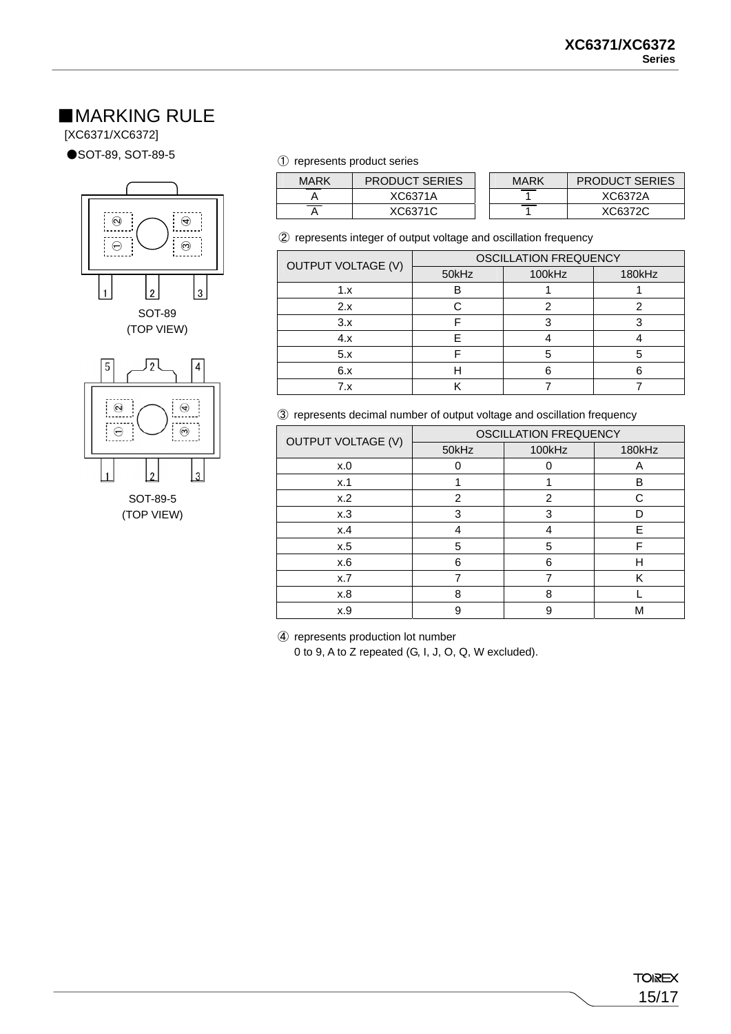## ■MARKING RULE

[XC6371/XC6372]

●SOT-89, SOT-89-5

SOT-89
(TOP VIEW)

SOT-89-5
(TOP VIEW)

① represents product series

| MARK | PRODUCT SERIES |
|---|---|
| A | XC6371A |
| A | XC6371C |

| MARK | PRODUCT SERIES |
|---|---|
| 1 | XC6372A |
| 1 | XC6372C |

② represents integer of output voltage and oscillation frequency

| OUTPUT VOLTAGE (V) | OSCILLATION FREQUENCY | | |
|---|---|---|---|
| | 50kHz | 100kHz | 180kHz |
| 1.x | B | 1 | 1 |
| 2.x | C | 2 | 2 |
| 3.x | F | 3 | 3 |
| 4.x | E | 4 | 4 |
| 5.x | F | 5 | 5 |
| 6.x | H | 6 | 6 |
| 7.x | K | 7 | 7 |

③ represents decimal number of output voltage and oscillation frequency

| OUTPUT VOLTAGE (V) | OSCILLATION FREQUENCY | | |
|---|---|---|---|
| | 50kHz | 100kHz | 180kHz |
| x.0 | 0 | 0 | A |
| x.1 | 1 | 1 | B |
| x.2 | 2 | 2 | C |
| x.3 | 3 | 3 | D |
| x.4 | 4 | 4 | E |
| x.5 | 5 | 5 | F |
| x.6 | 6 | 6 | H |
| x.7 | 7 | 7 | K |
| x.8 | 8 | 8 | L |
| x.9 | 9 | 9 | M |

④ represents production lot number
0 to 9, A to Z repeated (G, I, J, O, Q, W excluded).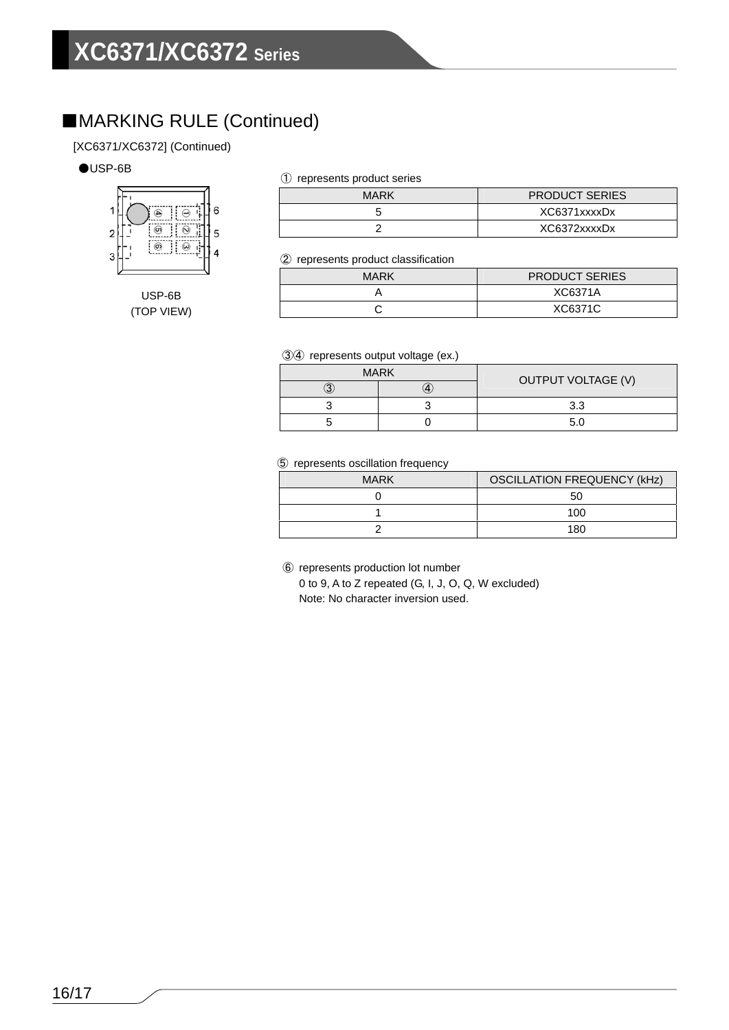## ■MARKING RULE (Continued)

[XC6371/XC6372] (Continued)

●USP-6B

1
2
3
6
5
4

USP-6B
(TOP VIEW)

① represents product series

| MARK | PRODUCT SERIES |
|---|---|
| 5 | XC6371xxxxDx |
| 2 | XC6372xxxxDx |

② represents product classification

| MARK | PRODUCT SERIES |
|---|---|
| A | XC6371A |
| C | XC6371C |

③④ represents output voltage (ex.)

| MARK | | OUTPUT VOLTAGE (V) |
|---|---|---|
| ③ | ④ | |
| 3 | 3 | 3.3 |
| 5 | 0 | 5.0 |

⑤ represents oscillation frequency

| MARK | OSCILLATION FREQUENCY (kHz) |
|---|---|
| 0 | 50 |
| 1 | 100 |
| 2 | 180 |

⑥ represents production lot number
0 to 9, A to Z repeated (G, I, J, O, Q, W excluded)
Note: No character inversion used.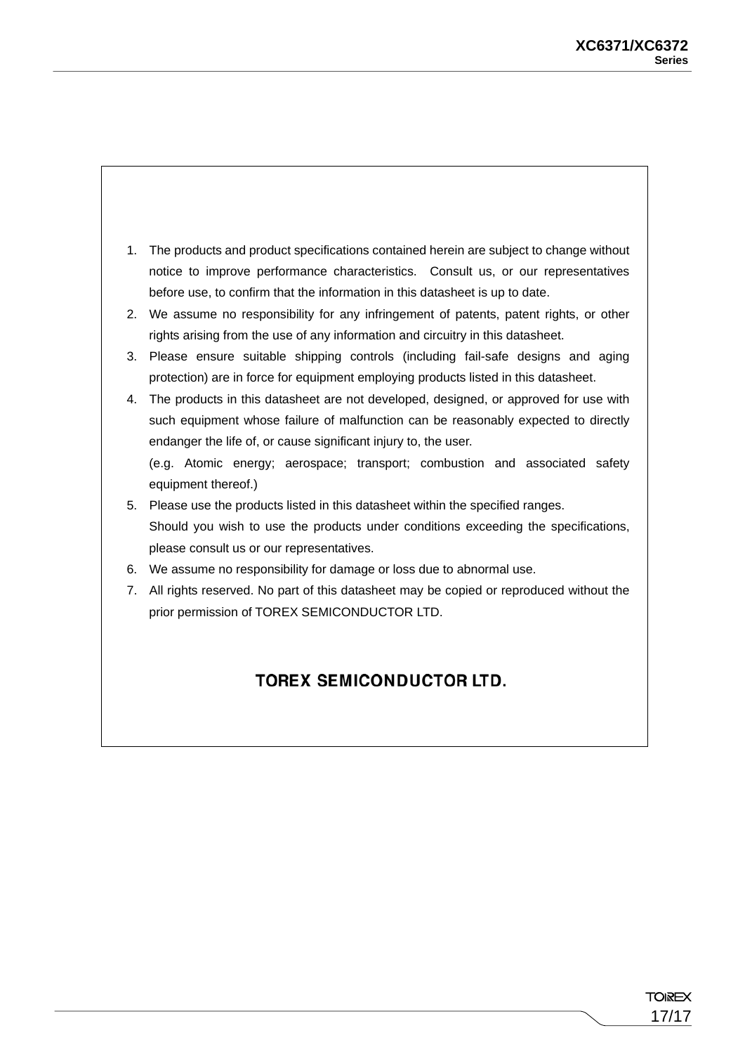1. The products and product specifications contained herein are subject to change without notice to improve performance characteristics. Consult us, or our representatives before use, to confirm that the information in this datasheet is up to date.
2. We assume no responsibility for any infringement of patents, patent rights, or other rights arising from the use of any information and circuitry in this datasheet.
3. Please ensure suitable shipping controls (including fail-safe designs and aging protection) are in force for equipment employing products listed in this datasheet.
4. The products in this datasheet are not developed, designed, or approved for use with such equipment whose failure of malfunction can be reasonably expected to directly endanger the life of, or cause significant injury to, the user.
   (e.g. Atomic energy; aerospace; transport; combustion and associated safety equipment thereof.)
5. Please use the products listed in this datasheet within the specified ranges.
   Should you wish to use the products under conditions exceeding the specifications, please consult us or our representatives.
6. We assume no responsibility for damage or loss due to abnormal use.
7. All rights reserved. No part of this datasheet may be copied or reproduced without the prior permission of TOREX SEMICONDUCTOR LTD.

**TOREX SEMICONDUCTOR LTD.**